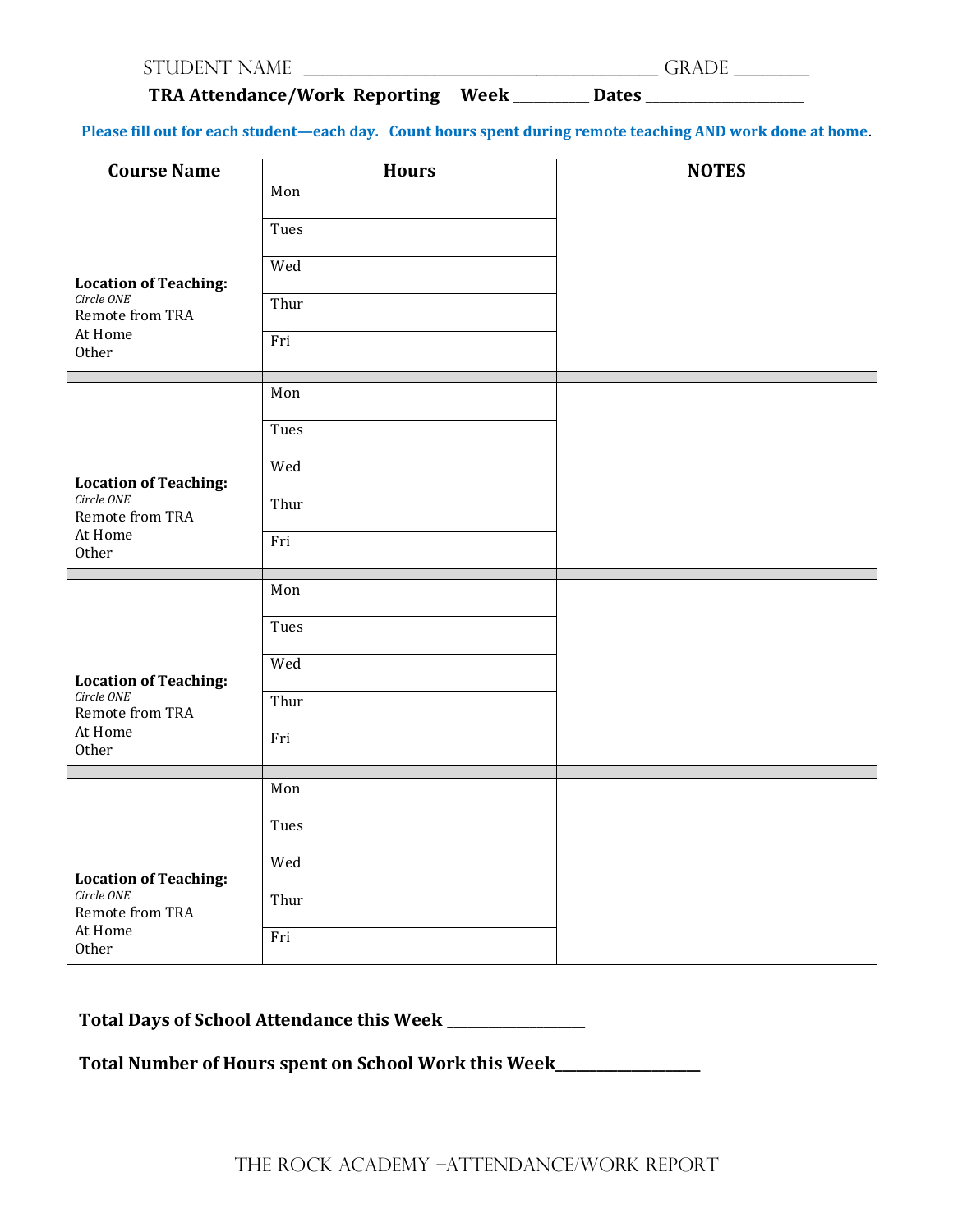STUDENT NAME ________________________________________ GRADE ________

**TRA Attendance/Work Reporting Week _________ Dates ___________________**

**Please fill out for each student—each day. Count hours spent during remote teaching AND work done at home.**

| Course Name | Hours | NOTES |
|---|---|---|
| **Location of Teaching:** *Circle ONE* Remote from TRA At Home Other | Mon | |
| | Tues | |
| | Wed | |
| | Thur | |
| | Fri | |
| | | |
| **Location of Teaching:** *Circle ONE* Remote from TRA At Home Other | Mon | |
| | Tues | |
| | Wed | |
| | Thur | |
| | Fri | |
| | | |
| **Location of Teaching:** *Circle ONE* Remote from TRA At Home Other | Mon | |
| | Tues | |
| | Wed | |
| | Thur | |
| | Fri | |
| | | |
| **Location of Teaching:** *Circle ONE* Remote from TRA At Home Other | Mon | |
| | Tues | |
| | Wed | |
| | Thur | |
| | Fri | |

**Total Days of School Attendance this Week _______________**

**Total Number of Hours spent on School Work this Week_______________**

THE ROCK ACADEMY –ATTENDANCE/WORK REPORT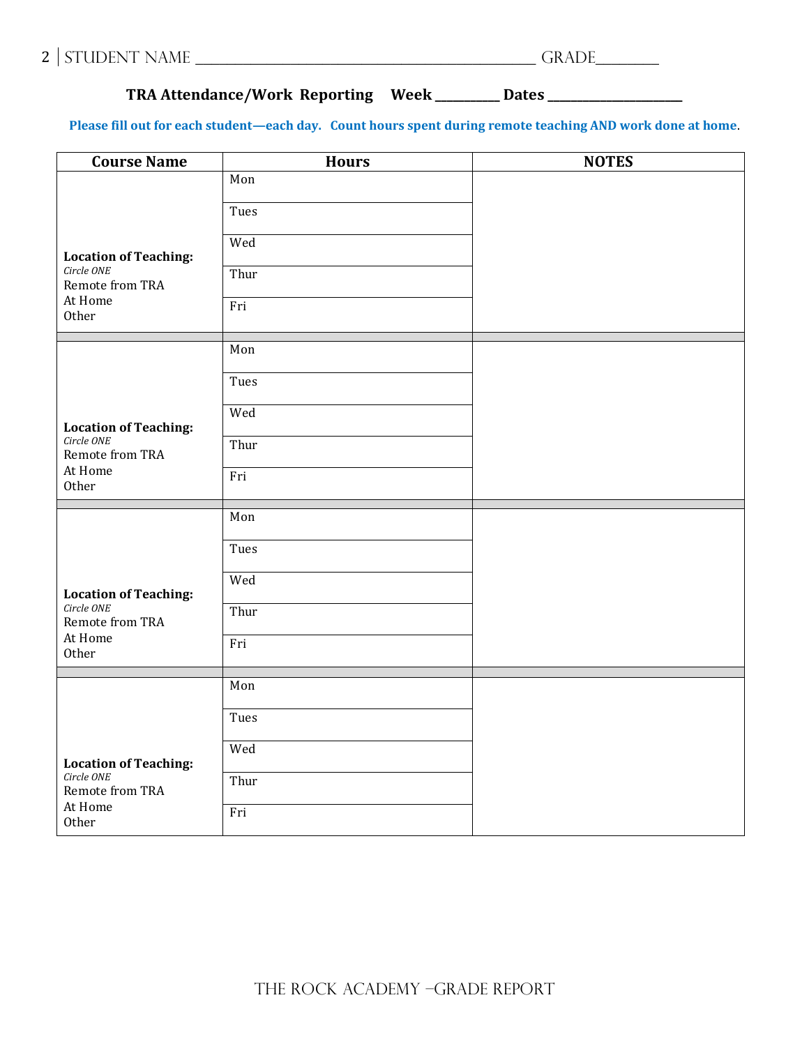STUDENT NAME ______________________________________________ GRADE________

**TRA Attendance/Work Reporting Week _________ Dates ____________________**

**Please fill out for each student—each day. Count hours spent during remote teaching AND work done at home.**

| Course Name | Hours | NOTES |
|---|---|---|
| | Mon | |
| | Tues | |
| **Location of Teaching:** *Circle ONE* Remote from TRA / At Home / Other | Wed | |
| | Thur | |
| | Fri | |
| | | |
| | Mon | |
| | Tues | |
| **Location of Teaching:** *Circle ONE* Remote from TRA / At Home / Other | Wed | |
| | Thur | |
| | Fri | |
| | | |
| | Mon | |
| | Tues | |
| **Location of Teaching:** *Circle ONE* Remote from TRA / At Home / Other | Wed | |
| | Thur | |
| | Fri | |
| | | |
| | Mon | |
| | Tues | |
| **Location of Teaching:** *Circle ONE* Remote from TRA / At Home / Other | Wed | |
| | Thur | |
| | Fri | |